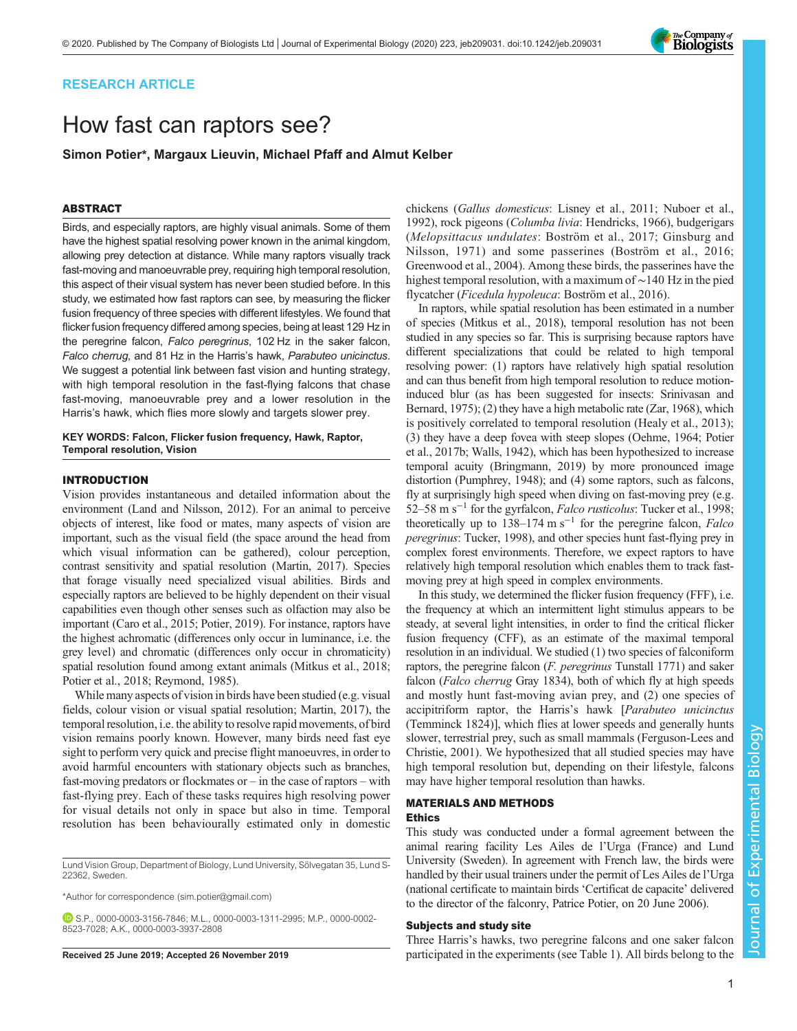RESEARCH ARTICLE

# How fast can raptors see?

**Simon Potier*, Margaux Lieuvin, Michael Pfaff and Almut Kelber**

## ABSTRACT

Birds, and especially raptors, are highly visual animals. Some of them have the highest spatial resolving power known in the animal kingdom, allowing prey detection at distance. While many raptors visually track fast-moving and manoeuvrable prey, requiring high temporal resolution, this aspect of their visual system has never been studied before. In this study, we estimated how fast raptors can see, by measuring the flicker fusion frequency of three species with different lifestyles. We found that flicker fusion frequency differed among species, being at least 129 Hz in the peregrine falcon, *Falco peregrinus*, 102 Hz in the saker falcon, *Falco cherrug*, and 81 Hz in the Harris's hawk, *Parabuteo unicinctus*. We suggest a potential link between fast vision and hunting strategy, with high temporal resolution in the fast-flying falcons that chase fast-moving, manoeuvrable prey and a lower resolution in the Harris's hawk, which flies more slowly and targets slower prey.

**KEY WORDS: Falcon, Flicker fusion frequency, Hawk, Raptor, Temporal resolution, Vision**

## INTRODUCTION

Vision provides instantaneous and detailed information about the environment (Land and Nilsson, 2012). For an animal to perceive objects of interest, like food or mates, many aspects of vision are important, such as the visual field (the space around the head from which visual information can be gathered), colour perception, contrast sensitivity and spatial resolution (Martin, 2017). Species that forage visually need specialized visual abilities. Birds and especially raptors are believed to be highly dependent on their visual capabilities even though other senses such as olfaction may also be important (Caro et al., 2015; Potier, 2019). For instance, raptors have the highest achromatic (differences only occur in luminance, i.e. the grey level) and chromatic (differences only occur in chromaticity) spatial resolution found among extant animals (Mitkus et al., 2018; Potier et al., 2018; Reymond, 1985).

While many aspects of vision in birds have been studied (e.g. visual fields, colour vision or visual spatial resolution; Martin, 2017), the temporal resolution, i.e. the ability to resolve rapid movements, of bird vision remains poorly known. However, many birds need fast eye sight to perform very quick and precise flight manoeuvres, in order to avoid harmful encounters with stationary objects such as branches, fast-moving predators or flockmates or – in the case of raptors – with fast-flying prey. Each of these tasks requires high resolving power for visual details not only in space but also in time. Temporal resolution has been behaviourally estimated only in domestic chickens (*Gallus domesticus*: Lisney et al., 2011; Nuboer et al., 1992), rock pigeons (*Columba livia*: Hendricks, 1966), budgerigars (*Melopsittacus undulates*: Boström et al., 2017; Ginsburg and Nilsson, 1971) and some passerines (Boström et al., 2016; Greenwood et al., 2004). Among these birds, the passerines have the highest temporal resolution, with a maximum of ∼140 Hz in the pied flycatcher (*Ficedula hypoleuca*: Boström et al., 2016).

In raptors, while spatial resolution has been estimated in a number of species (Mitkus et al., 2018), temporal resolution has not been studied in any species so far. This is surprising because raptors have different specializations that could be related to high temporal resolving power: (1) raptors have relatively high spatial resolution and can thus benefit from high temporal resolution to reduce motion-induced blur (as has been suggested for insects: Srinivasan and Bernard, 1975); (2) they have a high metabolic rate (Zar, 1968), which is positively correlated to temporal resolution (Healy et al., 2013); (3) they have a deep fovea with steep slopes (Oehme, 1964; Potier et al., 2017b; Walls, 1942), which has been hypothesized to increase temporal acuity (Bringmann, 2019) by more pronounced image distortion (Pumphrey, 1948); and (4) some raptors, such as falcons, fly at surprisingly high speed when diving on fast-moving prey (e.g. 52–58 m s$^{-1}$ for the gyrfalcon, *Falco rusticolus*: Tucker et al., 1998; theoretically up to 138–174 m s$^{-1}$ for the peregrine falcon, *Falco peregrinus*: Tucker, 1998), and other species hunt fast-flying prey in complex forest environments. Therefore, we expect raptors to have relatively high temporal resolution which enables them to track fast-moving prey at high speed in complex environments.

In this study, we determined the flicker fusion frequency (FFF), i.e. the frequency at which an intermittent light stimulus appears to be steady, at several light intensities, in order to find the critical flicker fusion frequency (CFF), as an estimate of the maximal temporal resolution in an individual. We studied (1) two species of falconiform raptors, the peregrine falcon (*F. peregrinus* Tunstall 1771) and saker falcon (*Falco cherrug* Gray 1834), both of which fly at high speeds and mostly hunt fast-moving avian prey, and (2) one species of accipitriform raptor, the Harris's hawk [*Parabuteo unicinctus* (Temminck 1824)], which flies at lower speeds and generally hunts slower, terrestrial prey, such as small mammals (Ferguson-Lees and Christie, 2001). We hypothesized that all studied species may have high temporal resolution but, depending on their lifestyle, falcons may have higher temporal resolution than hawks.

## MATERIALS AND METHODS

### Ethics

This study was conducted under a formal agreement between the animal rearing facility Les Ailes de l'Urga (France) and Lund University (Sweden). In agreement with French law, the birds were handled by their usual trainers under the permit of Les Ailes de l'Urga (national certificate to maintain birds 'Certificat de capacite' delivered to the director of the falconry, Patrice Potier, on 20 June 2006).

### Subjects and study site

Three Harris's hawks, two peregrine falcons and one saker falcon participated in the experiments (see Table 1). All birds belong to the

---

Lund Vision Group, Department of Biology, Lund University, Sölvegatan 35, Lund S-22362, Sweden.

*Author for correspondence (sim.potier@gmail.com)

S.P., 0000-0003-3156-7846; M.L., 0000-0003-1311-2995; M.P., 0000-0002-8523-7028; A.K., 0000-0003-3937-2808

**Received 25 June 2019; Accepted 26 November 2019**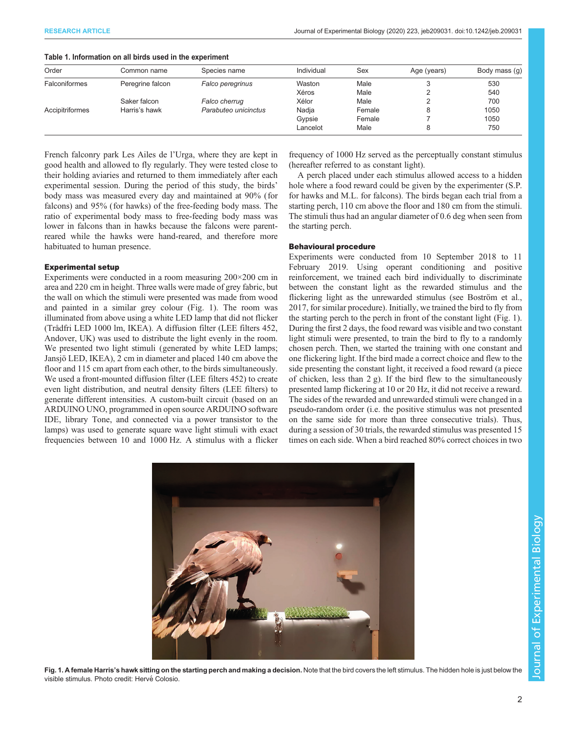**Table 1. Information on all birds used in the experiment**

| Order | Common name | Species name | Individual | Sex | Age (years) | Body mass (g) |
|---|---|---|---|---|---|---|
| Falconiformes | Peregrine falcon | *Falco peregrinus* | Waston | Male | 3 | 530 |
| | | | Xéros | Male | 2 | 540 |
| | Saker falcon | *Falco cherrug* | Xélor | Male | 2 | 700 |
| Accipitriformes | Harris's hawk | *Parabuteo unicinctus* | Nadja | Female | 8 | 1050 |
| | | | Gypsie | Female | 7 | 1050 |
| | | | Lancelot | Male | 8 | 750 |

French falconry park Les Ailes de l'Urga, where they are kept in good health and allowed to fly regularly. They were tested close to their holding aviaries and returned to them immediately after each experimental session. During the period of this study, the birds' body mass was measured every day and maintained at 90% (for falcons) and 95% (for hawks) of the free-feeding body mass. The ratio of experimental body mass to free-feeding body mass was lower in falcons than in hawks because the falcons were parent-reared while the hawks were hand-reared, and therefore more habituated to human presence.

### Experimental setup

Experiments were conducted in a room measuring 200×200 cm in area and 220 cm in height. Three walls were made of grey fabric, but the wall on which the stimuli were presented was made from wood and painted in a similar grey colour (Fig. 1). The room was illuminated from above using a white LED lamp that did not flicker (Trådfri LED 1000 lm, IKEA). A diffusion filter (LEE filters 452, Andover, UK) was used to distribute the light evenly in the room. We presented two light stimuli (generated by white LED lamps; Jansjö LED, IKEA), 2 cm in diameter and placed 140 cm above the floor and 115 cm apart from each other, to the birds simultaneously. We used a front-mounted diffusion filter (LEE filters 452) to create even light distribution, and neutral density filters (LEE filters) to generate different intensities. A custom-built circuit (based on an ARDUINO UNO, programmed in open source ARDUINO software IDE, library Tone, and connected via a power transistor to the lamps) was used to generate square wave light stimuli with exact frequencies between 10 and 1000 Hz. A stimulus with a flicker frequency of 1000 Hz served as the perceptually constant stimulus (hereafter referred to as constant light).

A perch placed under each stimulus allowed access to a hidden hole where a food reward could be given by the experimenter (S.P. for hawks and M.L. for falcons). The birds began each trial from a starting perch, 110 cm above the floor and 180 cm from the stimuli. The stimuli thus had an angular diameter of 0.6 deg when seen from the starting perch.

### Behavioural procedure

Experiments were conducted from 10 September 2018 to 11 February 2019. Using operant conditioning and positive reinforcement, we trained each bird individually to discriminate between the constant light as the rewarded stimulus and the flickering light as the unrewarded stimulus (see Boström et al., 2017, for similar procedure). Initially, we trained the bird to fly from the starting perch to the perch in front of the constant light (Fig. 1). During the first 2 days, the food reward was visible and two constant light stimuli were presented, to train the bird to fly to a randomly chosen perch. Then, we started the training with one constant and one flickering light. If the bird made a correct choice and flew to the side presenting the constant light, it received a food reward (a piece of chicken, less than 2 g). If the bird flew to the simultaneously presented lamp flickering at 10 or 20 Hz, it did not receive a reward. The sides of the rewarded and unrewarded stimuli were changed in a pseudo-random order (i.e. the positive stimulus was not presented on the same side for more than three consecutive trials). Thus, during a session of 30 trials, the rewarded stimulus was presented 15 times on each side. When a bird reached 80% correct choices in two

**Fig. 1. A female Harris's hawk sitting on the starting perch and making a decision.** Note that the bird covers the left stimulus. The hidden hole is just below the visible stimulus. Photo credit: Hervé Colosio.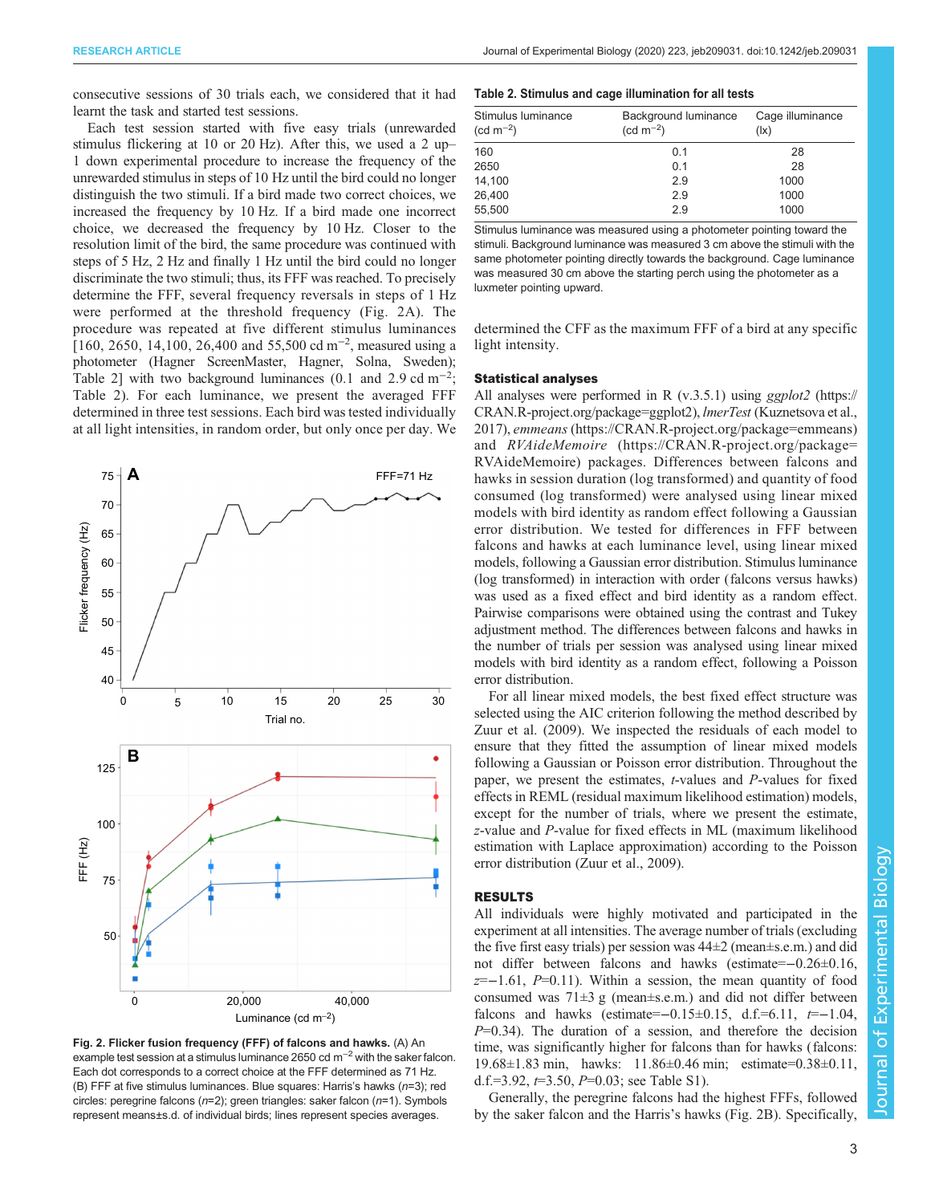consecutive sessions of 30 trials each, we considered that it had learnt the task and started test sessions.

Each test session started with five easy trials (unrewarded stimulus flickering at 10 or 20 Hz). After this, we used a 2 up–1 down experimental procedure to increase the frequency of the unrewarded stimulus in steps of 10 Hz until the bird could no longer distinguish the two stimuli. If a bird made two correct choices, we increased the frequency by 10 Hz. If a bird made one incorrect choice, we decreased the frequency by 10 Hz. Closer to the resolution limit of the bird, the same procedure was continued with steps of 5 Hz, 2 Hz and finally 1 Hz until the bird could no longer discriminate the two stimuli; thus, its FFF was reached. To precisely determine the FFF, several frequency reversals in steps of 1 Hz were performed at the threshold frequency (Fig. 2A). The procedure was repeated at five different stimulus luminances [160, 2650, 14,100, 26,400 and 55,500 cd m$^{-2}$, measured using a photometer (Hagner ScreenMaster, Hagner, Solna, Sweden); Table 2] with two background luminances (0.1 and 2.9 cd m$^{-2}$; Table 2). For each luminance, we present the averaged FFF determined in three test sessions. Each bird was tested individually at all light intensities, in random order, but only once per day. We determined the CFF as the maximum FFF of a bird at any specific light intensity.

Fig. 2. Flicker fusion frequency (FFF) of falcons and hawks. (A) An example test session at a stimulus luminance 2650 cd m$^{-2}$ with the saker falcon. Each dot corresponds to a correct choice at the FFF determined as 71 Hz. (B) FFF at five stimulus luminances. Blue squares: Harris's hawks ($n$=3); red circles: peregrine falcons ($n$=2); green triangles: saker falcon ($n$=1). Symbols represent means±s.d. of individual birds; lines represent species averages.

**Table 2. Stimulus and cage illumination for all tests**

| Stimulus luminance (cd m$^{-2}$) | Background luminance (cd m$^{-2}$) | Cage illuminance (lx) |
|---|---|---|
| 160 | 0.1 | 28 |
| 2650 | 0.1 | 28 |
| 14,100 | 2.9 | 1000 |
| 26,400 | 2.9 | 1000 |
| 55,500 | 2.9 | 1000 |

Stimulus luminance was measured using a photometer pointing toward the stimuli. Background luminance was measured 3 cm above the stimuli with the same photometer pointing directly towards the background. Cage luminance was measured 30 cm above the starting perch using the photometer as a luxmeter pointing upward.

## Statistical analyses

All analyses were performed in R (v.3.5.1) using *ggplot2* (https://CRAN.R-project.org/package=ggplot2), *lmerTest* (Kuznetsova et al., 2017), *emmeans* (https://CRAN.R-project.org/package=emmeans) and *RVAideMemoire* (https://CRAN.R-project.org/package=RVAideMemoire) packages. Differences between falcons and hawks in session duration (log transformed) and quantity of food consumed (log transformed) were analysed using linear mixed models with bird identity as random effect following a Gaussian error distribution. We tested for differences in FFF between falcons and hawks at each luminance level, using linear mixed models, following a Gaussian error distribution. Stimulus luminance (log transformed) in interaction with order (falcons versus hawks) was used as a fixed effect and bird identity as a random effect. Pairwise comparisons were obtained using the contrast and Tukey adjustment method. The differences between falcons and hawks in the number of trials per session was analysed using linear mixed models with bird identity as a random effect, following a Poisson error distribution.

For all linear mixed models, the best fixed effect structure was selected using the AIC criterion following the method described by Zuur et al. (2009). We inspected the residuals of each model to ensure that they fitted the assumption of linear mixed models following a Gaussian or Poisson error distribution. Throughout the paper, we present the estimates, $t$-values and $P$-values for fixed effects in REML (residual maximum likelihood estimation) models, except for the number of trials, where we present the estimate, $z$-value and $P$-value for fixed effects in ML (maximum likelihood estimation with Laplace approximation) according to the Poisson error distribution (Zuur et al., 2009).

## RESULTS

All individuals were highly motivated and participated in the experiment at all intensities. The average number of trials (excluding the five first easy trials) per session was 44±2 (mean±s.e.m.) and did not differ between falcons and hawks (estimate=−0.26±0.16, $z$=−1.61, $P$=0.11). Within a session, the mean quantity of food consumed was 71±3 g (mean±s.e.m.) and did not differ between falcons and hawks (estimate=−0.15±0.15, d.f.=6.11, $t$=−1.04, $P$=0.34). The duration of a session, and therefore the decision time, was significantly higher for falcons than for hawks (falcons: 19.68±1.83 min, hawks: 11.86±0.46 min; estimate=0.38±0.11, d.f.=3.92, $t$=3.50, $P$=0.03; see Table S1).

Generally, the peregrine falcons had the highest FFFs, followed by the saker falcon and the Harris's hawks (Fig. 2B). Specifically,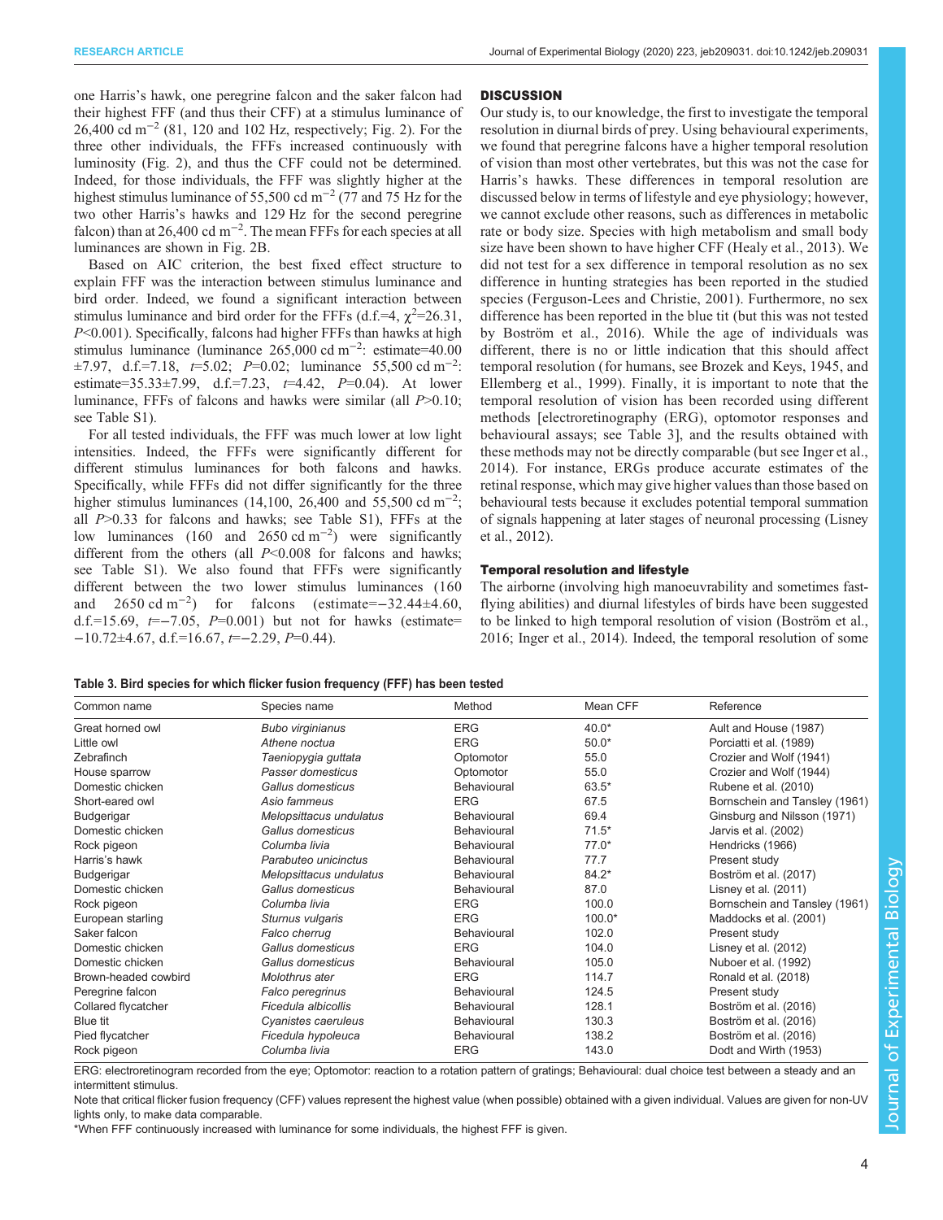one Harris's hawk, one peregrine falcon and the saker falcon had their highest FFF (and thus their CFF) at a stimulus luminance of 26,400 cd $m^{-2}$ (81, 120 and 102 Hz, respectively; Fig. 2). For the three other individuals, the FFFs increased continuously with luminosity (Fig. 2), and thus the CFF could not be determined. Indeed, for those individuals, the FFF was slightly higher at the highest stimulus luminance of 55,500 cd $m^{-2}$ (77 and 75 Hz for the two other Harris's hawks and 129 Hz for the second peregrine falcon) than at 26,400 cd $m^{-2}$. The mean FFFs for each species at all luminances are shown in Fig. 2B.

Based on AIC criterion, the best fixed effect structure to explain FFF was the interaction between stimulus luminance and bird order. Indeed, we found a significant interaction between stimulus luminance and bird order for the FFFs (d.f.=4, $\chi^2$=26.31, $P$<0.001). Specifically, falcons had higher FFFs than hawks at high stimulus luminance (luminance 265,000 cd $m^{-2}$: estimate=40.00 ±7.97, d.f.=7.18, $t$=5.02; $P$=0.02; luminance 55,500 cd $m^{-2}$: estimate=35.33±7.99, d.f.=7.23, $t$=4.42, $P$=0.04). At lower luminance, FFFs of falcons and hawks were similar (all $P$>0.10; see Table S1).

For all tested individuals, the FFF was much lower at low light intensities. Indeed, the FFFs were significantly different for different stimulus luminances for both falcons and hawks. Specifically, while FFFs did not differ significantly for the three higher stimulus luminances (14,100, 26,400 and 55,500 cd $m^{-2}$; all $P$>0.33 for falcons and hawks; see Table S1), FFFs at the low luminances (160 and 2650 cd $m^{-2}$) were significantly different from the others (all $P$<0.008 for falcons and hawks; see Table S1). We also found that FFFs were significantly different between the two lower stimulus luminances (160 and 2650 cd $m^{-2}$) for falcons (estimate=−32.44±4.60, d.f.=15.69, $t$=−7.05, $P$=0.001) but not for hawks (estimate=−10.72±4.67, d.f.=16.67, $t$=−2.29, $P$=0.44).

## DISCUSSION

Our study is, to our knowledge, the first to investigate the temporal resolution in diurnal birds of prey. Using behavioural experiments, we found that peregrine falcons have a higher temporal resolution of vision than most other vertebrates, but this was not the case for Harris's hawks. These differences in temporal resolution are discussed below in terms of lifestyle and eye physiology; however, we cannot exclude other reasons, such as differences in metabolic rate or body size. Species with high metabolism and small body size have been shown to have higher CFF (Healy et al., 2013). We did not test for a sex difference in temporal resolution as no sex difference in hunting strategies has been reported in the studied species (Ferguson-Lees and Christie, 2001). Furthermore, no sex difference has been reported in the blue tit (but this was not tested by Boström et al., 2016). While the age of individuals was different, there is no or little indication that this should affect temporal resolution (for humans, see Brozek and Keys, 1945, and Ellemberg et al., 1999). Finally, it is important to note that the temporal resolution of vision has been recorded using different methods [electroretinography (ERG), optomotor responses and behavioural assays; see Table 3], and the results obtained with these methods may not be directly comparable (but see Inger et al., 2014). For instance, ERGs produce accurate estimates of the retinal response, which may give higher values than those based on behavioural tests because it excludes potential temporal summation of signals happening at later stages of neuronal processing (Lisney et al., 2012).

### Temporal resolution and lifestyle

The airborne (involving high manoeuvrability and sometimes fast-flying abilities) and diurnal lifestyles of birds have been suggested to be linked to high temporal resolution of vision (Boström et al., 2016; Inger et al., 2014). Indeed, the temporal resolution of some

**Table 3. Bird species for which flicker fusion frequency (FFF) has been tested**

| Common name | Species name | Method | Mean CFF | Reference |
|---|---|---|---|---|
| Great horned owl | *Bubo virginianus* | ERG | 40.0* | Ault and House (1987) |
| Little owl | *Athene noctua* | ERG | 50.0* | Porciatti et al. (1989) |
| Zebrafinch | *Taeniopygia guttata* | Optomotor | 55.0 | Crozier and Wolf (1941) |
| House sparrow | *Passer domesticus* | Optomotor | 55.0 | Crozier and Wolf (1944) |
| Domestic chicken | *Gallus domesticus* | Behavioural | 63.5* | Rubene et al. (2010) |
| Short-eared owl | *Asio fammeus* | ERG | 67.5 | Bornschein and Tansley (1961) |
| Budgerigar | *Melopsittacus undulatus* | Behavioural | 69.4 | Ginsburg and Nilsson (1971) |
| Domestic chicken | *Gallus domesticus* | Behavioural | 71.5* | Jarvis et al. (2002) |
| Rock pigeon | *Columba livia* | Behavioural | 77.0* | Hendricks (1966) |
| Harris's hawk | *Parabuteo unicinctus* | Behavioural | 77.7 | Present study |
| Budgerigar | *Melopsittacus undulatus* | Behavioural | 84.2* | Boström et al. (2017) |
| Domestic chicken | *Gallus domesticus* | Behavioural | 87.0 | Lisney et al. (2011) |
| Rock pigeon | *Columba livia* | ERG | 100.0 | Bornschein and Tansley (1961) |
| European starling | *Sturnus vulgaris* | ERG | 100.0* | Maddocks et al. (2001) |
| Saker falcon | *Falco cherrug* | Behavioural | 102.0 | Present study |
| Domestic chicken | *Gallus domesticus* | ERG | 104.0 | Lisney et al. (2012) |
| Domestic chicken | *Gallus domesticus* | Behavioural | 105.0 | Nuboer et al. (1992) |
| Brown-headed cowbird | *Molothrus ater* | ERG | 114.7 | Ronald et al. (2018) |
| Peregrine falcon | *Falco peregrinus* | Behavioural | 124.5 | Present study |
| Collared flycatcher | *Ficedula albicollis* | Behavioural | 128.1 | Boström et al. (2016) |
| Blue tit | *Cyanistes caeruleus* | Behavioural | 130.3 | Boström et al. (2016) |
| Pied flycatcher | *Ficedula hypoleuca* | Behavioural | 138.2 | Boström et al. (2016) |
| Rock pigeon | *Columba livia* | ERG | 143.0 | Dodt and Wirth (1953) |

ERG: electroretinogram recorded from the eye; Optomotor: reaction to a rotation pattern of gratings; Behavioural: dual choice test between a steady and an intermittent stimulus.

Note that critical flicker fusion frequency (CFF) values represent the highest value (when possible) obtained with a given individual. Values are given for non-UV lights only, to make data comparable.

*When FFF continuously increased with luminance for some individuals, the highest FFF is given.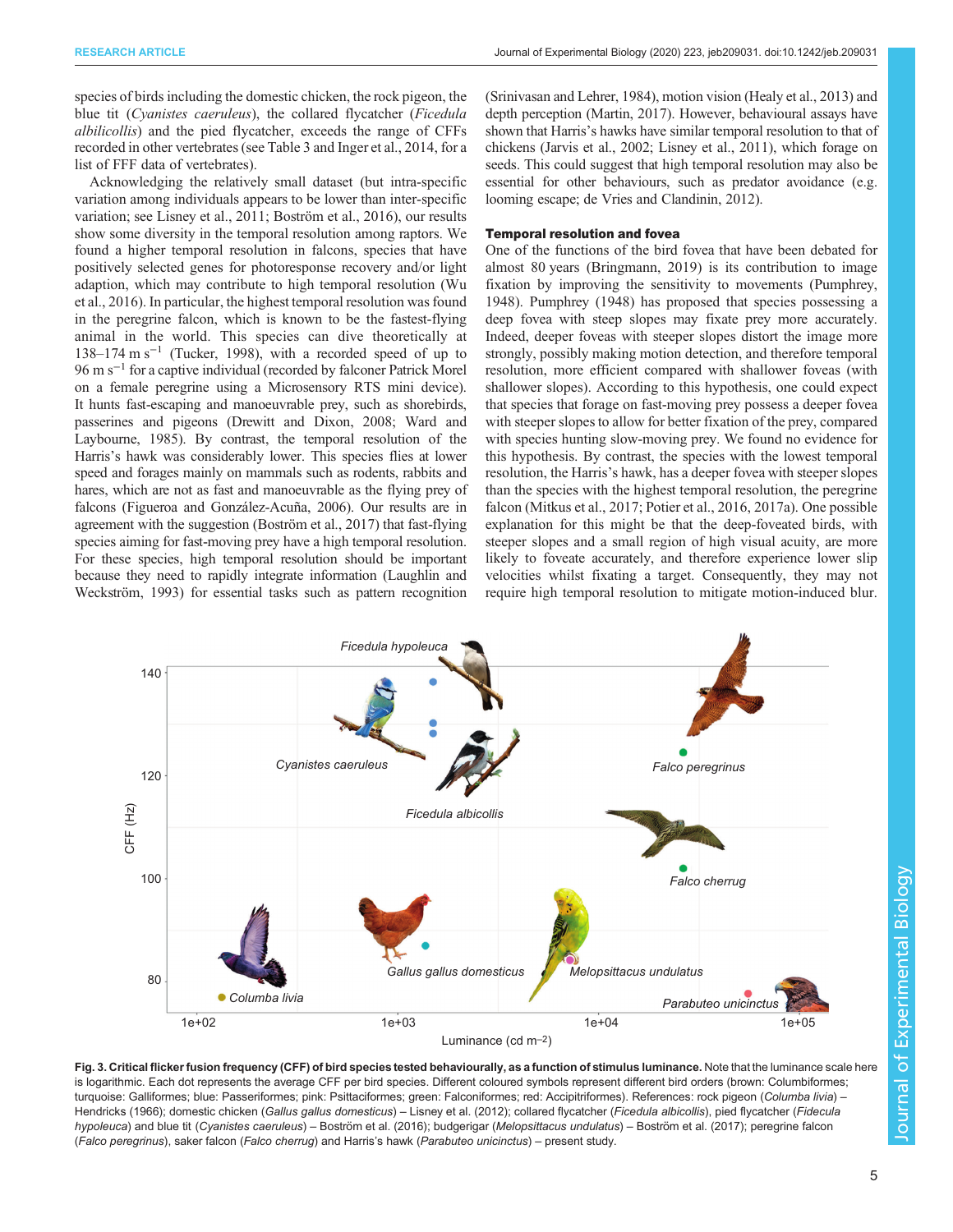species of birds including the domestic chicken, the rock pigeon, the blue tit (*Cyanistes caeruleus*), the collared flycatcher (*Ficedula albicollis*) and the pied flycatcher, exceeds the range of CFFs recorded in other vertebrates (see Table 3 and Inger et al., 2014, for a list of FFF data of vertebrates).

Acknowledging the relatively small dataset (but intra-specific variation among individuals appears to be lower than inter-specific variation; see Lisney et al., 2011; Boström et al., 2016), our results show some diversity in the temporal resolution among raptors. We found a higher temporal resolution in falcons, species that have positively selected genes for photoresponse recovery and/or light adaption, which may contribute to high temporal resolution (Wu et al., 2016). In particular, the highest temporal resolution was found in the peregrine falcon, which is known to be the fastest-flying animal in the world. This species can dive theoretically at 138–174 m s$^{-1}$ (Tucker, 1998), with a recorded speed of up to 96 m s$^{-1}$ for a captive individual (recorded by falconer Patrick Morel on a female peregrine using a Microsensory RTS mini device). It hunts fast-escaping and manoeuvrable prey, such as shorebirds, passerines and pigeons (Drewitt and Dixon, 2008; Ward and Laybourne, 1985). By contrast, the temporal resolution of the Harris's hawk was considerably lower. This species flies at lower speed and forages mainly on mammals such as rodents, rabbits and hares, which are not as fast and manoeuvrable as the flying prey of falcons (Figueroa and González-Acuña, 2006). Our results are in agreement with the suggestion (Boström et al., 2017) that fast-flying species aiming for fast-moving prey have a high temporal resolution. For these species, high temporal resolution should be important because they need to rapidly integrate information (Laughlin and Weckström, 1993) for essential tasks such as pattern recognition (Srinivasan and Lehrer, 1984), motion vision (Healy et al., 2013) and depth perception (Martin, 2017). However, behavioural assays have shown that Harris's hawks have similar temporal resolution to that of chickens (Jarvis et al., 2002; Lisney et al., 2011), which forage on seeds. This could suggest that high temporal resolution may also be essential for other behaviours, such as predator avoidance (e.g. looming escape; de Vries and Clandinin, 2012).

### Temporal resolution and fovea

One of the functions of the bird fovea that have been debated for almost 80 years (Bringmann, 2019) is its contribution to image fixation by improving the sensitivity to movements (Pumphrey, 1948). Pumphrey (1948) has proposed that species possessing a deep fovea with steep slopes may fixate prey more accurately. Indeed, deeper foveas with steeper slopes distort the image more strongly, possibly making motion detection, and therefore temporal resolution, more efficient compared with shallower foveas (with shallower slopes). According to this hypothesis, one could expect that species that forage on fast-moving prey possess a deeper fovea with steeper slopes to allow for better fixation of the prey, compared with species hunting slow-moving prey. We found no evidence for this hypothesis. By contrast, the species with the lowest temporal resolution, the Harris's hawk, has a deeper fovea with steeper slopes than the species with the highest temporal resolution, the peregrine falcon (Mitkus et al., 2017; Potier et al., 2016, 2017a). One possible explanation for this might be that the deep-foveated birds, with steeper slopes and a small region of high visual acuity, are more likely to foveate accurately, and therefore experience lower slip velocities whilst fixating a target. Consequently, they may not require high temporal resolution to mitigate motion-induced blur.

**Fig. 3. Critical flicker fusion frequency (CFF) of bird species tested behaviourally, as a function of stimulus luminance.** Note that the luminance scale here is logarithmic. Each dot represents the average CFF per bird species. Different coloured symbols represent different bird orders (brown: Columbiformes; turquoise: Galliformes; blue: Passeriformes; pink: Psittaciformes; green: Falconiformes; red: Accipitriformes). References: rock pigeon (*Columba livia*) – Hendricks (1966); domestic chicken (*Gallus gallus domesticus*) – Lisney et al. (2012); collared flycatcher (*Ficedula albicollis*), pied flycatcher (*Fidecula hypoleuca*) and blue tit (*Cyanistes caeruleus*) – Boström et al. (2016); budgerigar (*Melopsittacus undulatus*) – Boström et al. (2017); peregrine falcon (*Falco peregrinus*), saker falcon (*Falco cherrug*) and Harris's hawk (*Parabuteo unicinctus*) – present study.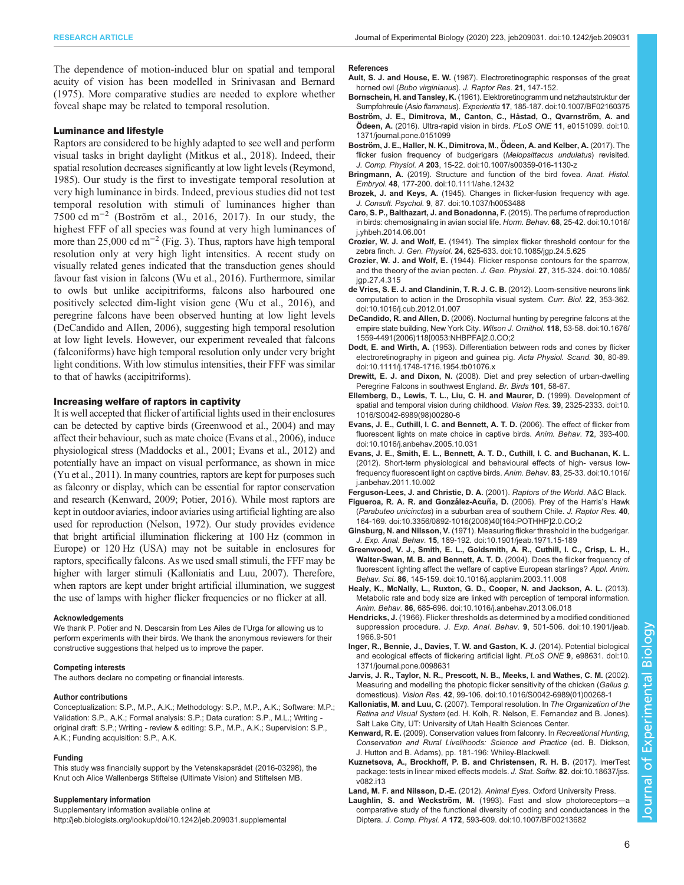The dependence of motion-induced blur on spatial and temporal acuity of vision has been modelled in Srinivasan and Bernard (1975). More comparative studies are needed to explore whether foveal shape may be related to temporal resolution.

### Luminance and lifestyle

Raptors are considered to be highly adapted to see well and perform visual tasks in bright daylight (Mitkus et al., 2018). Indeed, their spatial resolution decreases significantly at low light levels (Reymond, 1985). Our study is the first to investigate temporal resolution at very high luminance in birds. Indeed, previous studies did not test temporal resolution with stimuli of luminances higher than 7500 cd $m^{-2}$ (Boström et al., 2016, 2017). In our study, the highest FFF of all species was found at very high luminances of more than 25,000 cd $m^{-2}$ (Fig. 3). Thus, raptors have high temporal resolution only at very high light intensities. A recent study on visually related genes indicated that the transduction genes should favour fast vision in falcons (Wu et al., 2016). Furthermore, similar to owls but unlike accipitriforms, falcons also harboured one positively selected dim-light vision gene (Wu et al., 2016), and peregrine falcons have been observed hunting at low light levels (DeCandido and Allen, 2006), suggesting high temporal resolution at low light levels. However, our experiment revealed that falcons (falconiforms) have high temporal resolution only under very bright light conditions. With low stimulus intensities, their FFF was similar to that of hawks (accipitriforms).

### Increasing welfare of raptors in captivity

It is well accepted that flicker of artificial lights used in their enclosures can be detected by captive birds (Greenwood et al., 2004) and may affect their behaviour, such as mate choice (Evans et al., 2006), induce physiological stress (Maddocks et al., 2001; Evans et al., 2012) and potentially have an impact on visual performance, as shown in mice (Yu et al., 2011). In many countries, raptors are kept for purposes such as falconry or display, which can be essential for raptor conservation and research (Kenward, 2009; Potier, 2016). While most raptors are kept in outdoor aviaries, indoor aviaries using artificial lighting are also used for reproduction (Nelson, 1972). Our study provides evidence that bright artificial illumination flickering at 100 Hz (common in Europe) or 120 Hz (USA) may not be suitable in enclosures for raptors, specifically falcons. As we used small stimuli, the FFF may be higher with larger stimuli (Kalloniatis and Luu, 2007). Therefore, when raptors are kept under bright artificial illumination, we suggest the use of lamps with higher flicker frequencies or no flicker at all.

#### Acknowledgements

We thank P. Potier and N. Descarsin from Les Ailes de l'Urga for allowing us to perform experiments with their birds. We thank the anonymous reviewers for their constructive suggestions that helped us to improve the paper.

#### Competing interests

The authors declare no competing or financial interests.

#### Author contributions

Conceptualization: S.P., M.P., A.K.; Methodology: S.P., M.P., A.K.; Software: M.P.; Validation: S.P., A.K.; Formal analysis: S.P.; Data curation: S.P., M.L.; Writing - original draft: S.P.; Writing - review & editing: S.P., M.P., A.K.; Supervision: S.P., A.K.; Funding acquisition: S.P., A.K.

#### Funding

This study was financially support by the Vetenskapsrådet (2016-03298), the Knut och Alice Wallenbergs Stiftelse (Ultimate Vision) and Stiftelsen MB.

#### Supplementary information

Supplementary information available online at
http://jeb.biologists.org/lookup/doi/10.1242/jeb.209031.supplemental

#### References

**Ault, S. J. and House, E. W.** (1987). Electroretinographic responses of the great horned owl (*Bubo virginianus*). *J. Raptor Res.* **21**, 147-152.

**Bornschein, H. and Tansley, K.** (1961). Elektroretinogramm und netzhautstruktur der Sumpfohreule (*Asio flammeus*). *Experientia* **17**, 185-187. doi:10.1007/BF02160375

**Boström, J. E., Dimitrova, M., Canton, C., Håstad, O., Qvarnström, A. and Ödeen, A.** (2016). Ultra-rapid vision in birds. *PLoS ONE* **11**, e0151099. doi:10.1371/journal.pone.0151099

**Boström, J. E., Haller, N. K., Dimitrova, M., Ödeen, A. and Kelber, A.** (2017). The flicker fusion frequency of budgerigars (*Melopsittacus undulatus*) revisited. *J. Comp. Physiol. A* **203**, 15-22. doi:10.1007/s00359-016-1130-z

**Bringmann, A.** (2019). Structure and function of the bird fovea. *Anat. Histol. Embryol.* **48**, 177-200. doi:10.1111/ahe.12432

**Brozek, J. and Keys, A.** (1945). Changes in flicker-fusion frequency with age. *J. Consult. Psychol.* **9**, 87. doi:10.1037/h0053488

**Caro, S. P., Balthazart, J. and Bonadonna, F.** (2015). The perfume of reproduction in birds: chemosignaling in avian social life. *Horm. Behav.* **68**, 25-42. doi:10.1016/j.yhbeh.2014.06.001

**Crozier, W. J. and Wolf, E.** (1941). The simplex flicker threshold contour for the zebra finch. *J. Gen. Physiol.* **24**, 625-633. doi:10.1085/jgp.24.5.625

**Crozier, W. J. and Wolf, E.** (1944). Flicker response contours for the sparrow, and the theory of the avian pecten. *J. Gen. Physiol.* **27**, 315-324. doi:10.1085/jgp.27.4.315

**de Vries, S. E. J. and Clandinin, T. R. J. C. B.** (2012). Loom-sensitive neurons link computation to action in the Drosophila visual system. *Curr. Biol.* **22**, 353-362. doi:10.1016/j.cub.2012.01.007

**DeCandido, R. and Allen, D.** (2006). Nocturnal hunting by peregrine falcons at the empire state building, New York City. *Wilson J. Ornithol.* **118**, 53-58. doi:10.1676/1559-4491(2006)118[0053:NHBPFA]2.0.CO;2

**Dodt, E. and Wirth, A.** (1953). Differentiation between rods and cones by flicker electroretinography in pigeon and guinea pig. *Acta Physiol. Scand.* **30**, 80-89. doi:10.1111/j.1748-1716.1954.tb01076.x

**Drewitt, E. J. and Dixon, N.** (2008). Diet and prey selection of urban-dwelling Peregrine Falcons in southwest England. *Br. Birds* **101**, 58-67.

**Ellemberg, D., Lewis, T. L., Liu, C. H. and Maurer, D.** (1999). Development of spatial and temporal vision during childhood. *Vision Res.* **39**, 2325-2333. doi:10.1016/S0042-6989(98)00280-6

**Evans, J. E., Cuthill, I. C. and Bennett, A. T. D.** (2006). The effect of flicker from fluorescent lights on mate choice in captive birds. *Anim. Behav.* **72**, 393-400. doi:10.1016/j.anbehav.2005.10.031

**Evans, J. E., Smith, E. L., Bennett, A. T. D., Cuthill, I. C. and Buchanan, K. L.** (2012). Short-term physiological and behavioural effects of high- versus low-frequency fluorescent light on captive birds. *Anim. Behav.* **83**, 25-33. doi:10.1016/j.anbehav.2011.10.002

**Ferguson-Lees, J. and Christie, D. A.** (2001). *Raptors of the World*. A&C Black.

**Figueroa, R. A. R. and González-Acuña, D.** (2006). Prey of the Harris's Hawk (*Parabuteo unicinctus*) in a suburban area of southern Chile. *J. Raptor Res.* **40**, 164-169. doi:10.3356/0892-1016(2006)40[164:POTHHP]2.0.CO;2

**Ginsburg, N. and Nilsson, V.** (1971). Measuring flicker threshold in the budgerigar. *J. Exp. Anal. Behav.* **15**, 189-192. doi:10.1901/jeab.1971.15-189

**Greenwood, V. J., Smith, E. L., Goldsmith, A. R., Cuthill, I. C., Crisp, L. H., Walter-Swan, M. B. and Bennett, A. T. D.** (2004). Does the flicker frequency of fluorescent lighting affect the welfare of captive European starlings? *Appl. Anim. Behav. Sci.* **86**, 145-159. doi:10.1016/j.applanim.2003.11.008

**Healy, K., McNally, L., Ruxton, G. D., Cooper, N. and Jackson, A. L.** (2013). Metabolic rate and body size are linked with perception of temporal information. *Anim. Behav.* **86**, 685-696. doi:10.1016/j.anbehav.2013.06.018

**Hendricks, J.** (1966). Flicker thresholds as determined by a modified conditioned suppression procedure. *J. Exp. Anal. Behav.* **9**, 501-506. doi:10.1901/jeab.1966.9-501

**Inger, R., Bennie, J., Davies, T. W. and Gaston, K. J.** (2014). Potential biological and ecological effects of flickering artificial light. *PLoS ONE* **9**, e98631. doi:10.1371/journal.pone.0098631

**Jarvis, J. R., Taylor, N. R., Prescott, N. B., Meeks, I. and Wathes, C. M.** (2002). Measuring and modelling the photopic flicker sensitivity of the chicken (*Gallus g. domesticus*). *Vision Res.* **42**, 99-106. doi:10.1016/S0042-6989(01)00268-1

**Kalloniatis, M. and Luu, C.** (2007). Temporal resolution. In *The Organization of the Retina and Visual System* (ed. H. Kolh, R. Nelson, E. Fernandez and B. Jones). Salt Lake City, UT: University of Utah Health Sciences Center.

**Kenward, R. E.** (2009). Conservation values from falconry. In *Recreational Hunting, Conservation and Rural Livelihoods: Science and Practice* (ed. B. Dickson, J. Hutton and B. Adams), pp. 181-196: Whiley-Blackwell.

**Kuznetsova, A., Brockhoff, P. B. and Christensen, R. H. B.** (2017). lmerTest package: tests in linear mixed effects models. *J. Stat. Softw.* **82**. doi:10.18637/jss.v082.i13

**Land, M. F. and Nilsson, D.-E.** (2012). *Animal Eyes*. Oxford University Press.

**Laughlin, S. and Weckström, M.** (1993). Fast and slow photoreceptors—a comparative study of the functional diversity of coding and conductances in the Diptera. *J. Comp. Physi. A* **172**, 593-609. doi:10.1007/BF00213682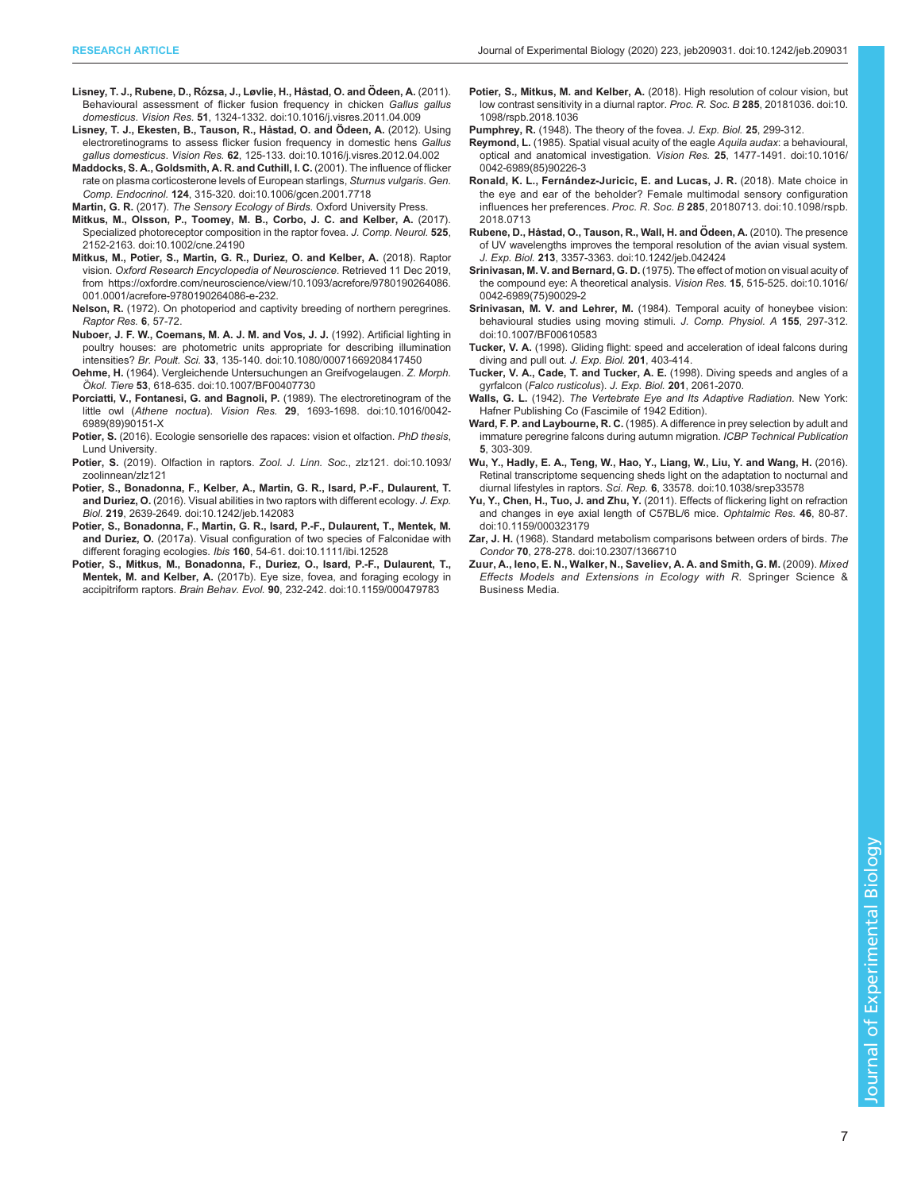**Lisney, T. J., Rubene, D., Rózsa, J., Løvlie, H., Håstad, O. and Ödeen, A.** (2011). Behavioural assessment of flicker fusion frequency in chicken *Gallus gallus domesticus*. *Vision Res.* **51**, 1324-1332. doi:10.1016/j.visres.2011.04.009

**Lisney, T. J., Ekesten, B., Tauson, R., Håstad, O. and Ödeen, A.** (2012). Using electroretinograms to assess flicker fusion frequency in domestic hens *Gallus gallus domesticus*. *Vision Res.* **62**, 125-133. doi:10.1016/j.visres.2012.04.002

**Maddocks, S. A., Goldsmith, A. R. and Cuthill, I. C.** (2001). The influence of flicker rate on plasma corticosterone levels of European starlings, *Sturnus vulgaris*. *Gen. Comp. Endocrinol.* **124**, 315-320. doi:10.1006/gcen.2001.7718

**Martin, G. R.** (2017). *The Sensory Ecology of Birds*. Oxford University Press.

**Mitkus, M., Olsson, P., Toomey, M. B., Corbo, J. C. and Kelber, A.** (2017). Specialized photoreceptor composition in the raptor fovea. *J. Comp. Neurol.* **525**, 2152-2163. doi:10.1002/cne.24190

**Mitkus, M., Potier, S., Martin, G. R., Duriez, O. and Kelber, A.** (2018). Raptor vision. *Oxford Research Encyclopedia of Neuroscience*. Retrieved 11 Dec 2019, from https://oxfordre.com/neuroscience/view/10.1093/acrefore/9780190264086.001.0001/acrefore-9780190264086-e-232.

**Nelson, R.** (1972). On photoperiod and captivity breeding of northern peregrines. *Raptor Res.* **6**, 57-72.

**Nuboer, J. F. W., Coemans, M. A. J. M. and Vos, J. J.** (1992). Artificial lighting in poultry houses: are photometric units appropriate for describing illumination intensities? *Br. Poult. Sci.* **33**, 135-140. doi:10.1080/00071669208417450

**Oehme, H.** (1964). Vergleichende Untersuchungen an Greifvogelaugen. *Z. Morph. Ökol. Tiere* **53**, 618-635. doi:10.1007/BF00407730

**Porciatti, V., Fontanesi, G. and Bagnoli, P.** (1989). The electroretinogram of the little owl (*Athene noctua*). *Vision Res.* **29**, 1693-1698. doi:10.1016/0042-6989(89)90151-X

**Potier, S.** (2016). Ecologie sensorielle des rapaces: vision et olfaction. *PhD thesis*, Lund University.

**Potier, S.** (2019). Olfaction in raptors. *Zool. J. Linn. Soc.*, zlz121. doi:10.1093/zoolinnean/zlz121

**Potier, S., Bonadonna, F., Kelber, A., Martin, G. R., Isard, P.-F., Dulaurent, T. and Duriez, O.** (2016). Visual abilities in two raptors with different ecology. *J. Exp. Biol.* **219**, 2639-2649. doi:10.1242/jeb.142083

**Potier, S., Bonadonna, F., Martin, G. R., Isard, P.-F., Dulaurent, T., Mentek, M. and Duriez, O.** (2017a). Visual configuration of two species of Falconidae with different foraging ecologies. *Ibis* **160**, 54-61. doi:10.1111/ibi.12528

**Potier, S., Mitkus, M., Bonadonna, F., Duriez, O., Isard, P.-F., Dulaurent, T., Mentek, M. and Kelber, A.** (2017b). Eye size, fovea, and foraging ecology in accipitriform raptors. *Brain Behav. Evol.* **90**, 232-242. doi:10.1159/000479783

**Potier, S., Mitkus, M. and Kelber, A.** (2018). High resolution of colour vision, but low contrast sensitivity in a diurnal raptor. *Proc. R. Soc. B* **285**, 20181036. doi:10.1098/rspb.2018.1036

**Pumphrey, R.** (1948). The theory of the fovea. *J. Exp. Biol.* **25**, 299-312.

**Reymond, L.** (1985). Spatial visual acuity of the eagle *Aquila audax*: a behavioural, optical and anatomical investigation. *Vision Res.* **25**, 1477-1491. doi:10.1016/0042-6989(85)90226-3

**Ronald, K. L., Fernández-Juricic, E. and Lucas, J. R.** (2018). Mate choice in the eye and ear of the beholder? Female multimodal sensory configuration influences her preferences. *Proc. R. Soc. B* **285**, 20180713. doi:10.1098/rspb.2018.0713

**Rubene, D., Håstad, O., Tauson, R., Wall, H. and Ödeen, A.** (2010). The presence of UV wavelengths improves the temporal resolution of the avian visual system. *J. Exp. Biol.* **213**, 3357-3363. doi:10.1242/jeb.042424

**Srinivasan, M. V. and Bernard, G. D.** (1975). The effect of motion on visual acuity of the compound eye: A theoretical analysis. *Vision Res.* **15**, 515-525. doi:10.1016/0042-6989(75)90029-2

**Srinivasan, M. V. and Lehrer, M.** (1984). Temporal acuity of honeybee vision: behavioural studies using moving stimuli. *J. Comp. Physiol. A* **155**, 297-312. doi:10.1007/BF00610583

**Tucker, V. A.** (1998). Gliding flight: speed and acceleration of ideal falcons during diving and pull out. *J. Exp. Biol.* **201**, 403-414.

**Tucker, V. A., Cade, T. and Tucker, A. E.** (1998). Diving speeds and angles of a gyrfalcon (*Falco rusticolus*). *J. Exp. Biol.* **201**, 2061-2070.

**Walls, G. L.** (1942). *The Vertebrate Eye and Its Adaptive Radiation*. New York: Hafner Publishing Co (Fascimile of 1942 Edition).

**Ward, F. P. and Laybourne, R. C.** (1985). A difference in prey selection by adult and immature peregrine falcons during autumn migration. *ICBP Technical Publication* **5**, 303-309.

**Wu, Y., Hadly, E. A., Teng, W., Hao, Y., Liang, W., Liu, Y. and Wang, H.** (2016). Retinal transcriptome sequencing sheds light on the adaptation to nocturnal and diurnal lifestyles in raptors. *Sci. Rep.* **6**, 33578. doi:10.1038/srep33578

**Yu, Y., Chen, H., Tuo, J. and Zhu, Y.** (2011). Effects of flickering light on refraction and changes in eye axial length of C57BL/6 mice. *Ophtalmic Res.* **46**, 80-87. doi:10.1159/000323179

**Zar, J. H.** (1968). Standard metabolism comparisons between orders of birds. *The Condor* **70**, 278-278. doi:10.2307/1366710

**Zuur, A., Ieno, E. N., Walker, N., Saveliev, A. A. and Smith, G. M.** (2009). *Mixed Effects Models and Extensions in Ecology with R*. Springer Science & Business Media.